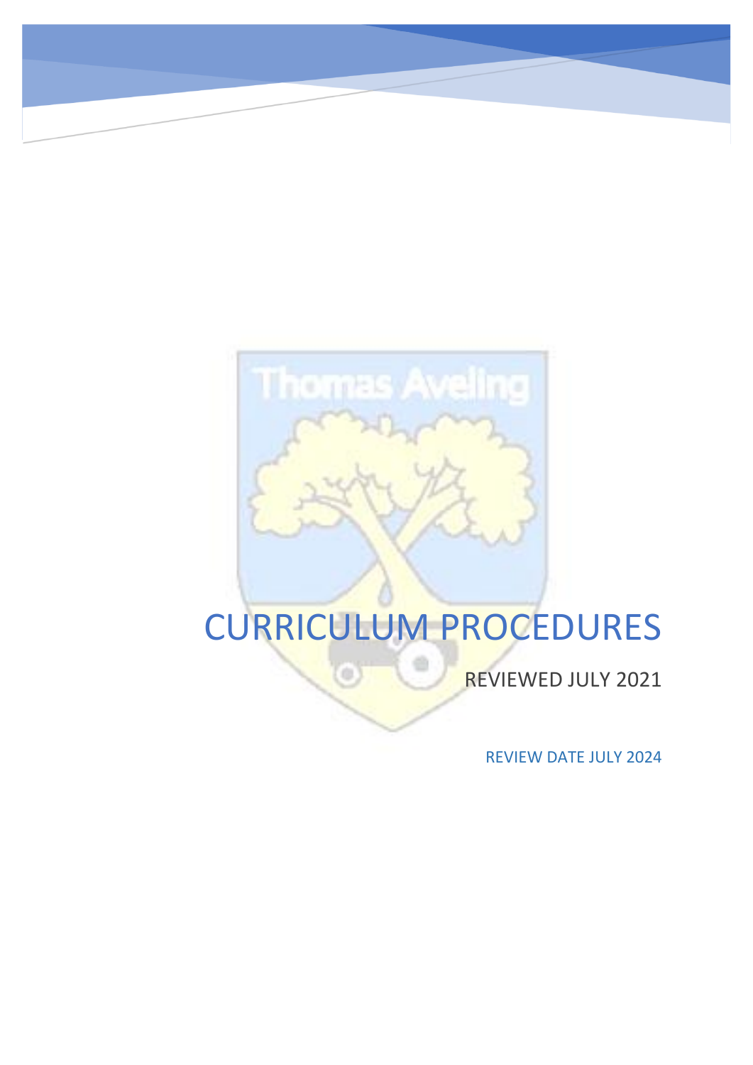# CURRICULUM PROCEDURES

REVIEWED JULY 2021

REVIEW DATE JULY 2024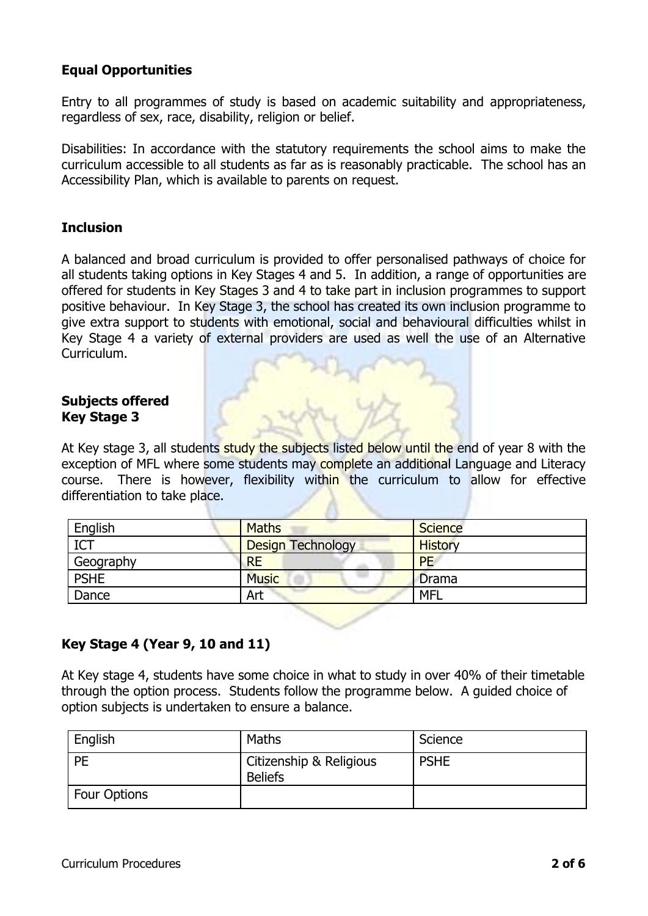**Equal Opportunities**

Entry to all programmes of study is based on academic suitability and appropriateness, regardless of sex, race, disability, religion or belief.

Disabilities: In accordance with the statutory requirements the school aims to make the curriculum accessible to all students as far as is reasonably practicable. The school has an Accessibility Plan, which is available to parents on request.

**Inclusion**

A balanced and broad curriculum is provided to offer personalised pathways of choice for all students taking options in Key Stages 4 and 5. In addition, a range of opportunities are offered for students in Key Stages 3 and 4 to take part in inclusion programmes to support positive behaviour. In Key Stage 3, the school has created its own inclusion programme to give extra support to students with emotional, social and behavioural difficulties whilst in Key Stage 4 a variety of external providers are used as well the use of an Alternative Curriculum.

**Subjects offered**
**Key Stage 3**

At Key stage 3, all students study the subjects listed below until the end of year 8 with the exception of MFL where some students may complete an additional Language and Literacy course. There is however, flexibility within the curriculum to allow for effective differentiation to take place.

| | | |
|---|---|---|
| English | Maths | Science |
| ICT | Design Technology | History |
| Geography | RE | PE |
| PSHE | Music | Drama |
| Dance | Art | MFL |

**Key Stage 4 (Year 9, 10 and 11)**

At Key stage 4, students have some choice in what to study in over 40% of their timetable through the option process. Students follow the programme below. A guided choice of option subjects is undertaken to ensure a balance.

| | | |
|---|---|---|
| English | Maths | Science |
| PE | Citizenship & Religious Beliefs | PSHE |
| Four Options | | |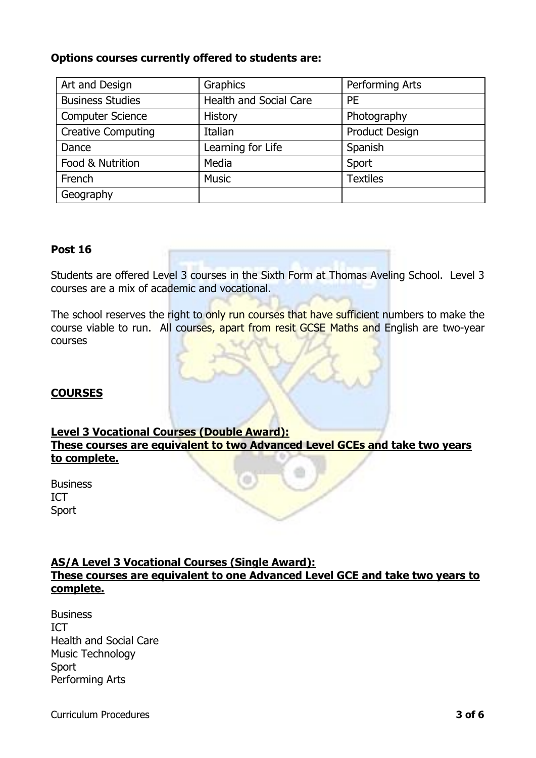**Options courses currently offered to students are:**

| Art and Design | Graphics | Performing Arts |
|---|---|---|
| Business Studies | Health and Social Care | PE |
| Computer Science | History | Photography |
| Creative Computing | Italian | Product Design |
| Dance | Learning for Life | Spanish |
| Food & Nutrition | Media | Sport |
| French | Music | Textiles |
| Geography | | |

**Post 16**

Students are offered Level 3 courses in the Sixth Form at Thomas Aveling School. Level 3 courses are a mix of academic and vocational.

The school reserves the right to only run courses that have sufficient numbers to make the course viable to run. All courses, apart from resit GCSE Maths and English are two-year courses

**<u>COURSES</u>**

**<u>Level 3 Vocational Courses (Double Award):</u>**
**<u>These courses are equivalent to two Advanced Level GCEs and take two years to complete.</u>**

Business
ICT
Sport

**<u>AS/A Level 3 Vocational Courses (Single Award):</u>**
**<u>These courses are equivalent to one Advanced Level GCE and take two years to complete.</u>**

Business
ICT
Health and Social Care
Music Technology
Sport
Performing Arts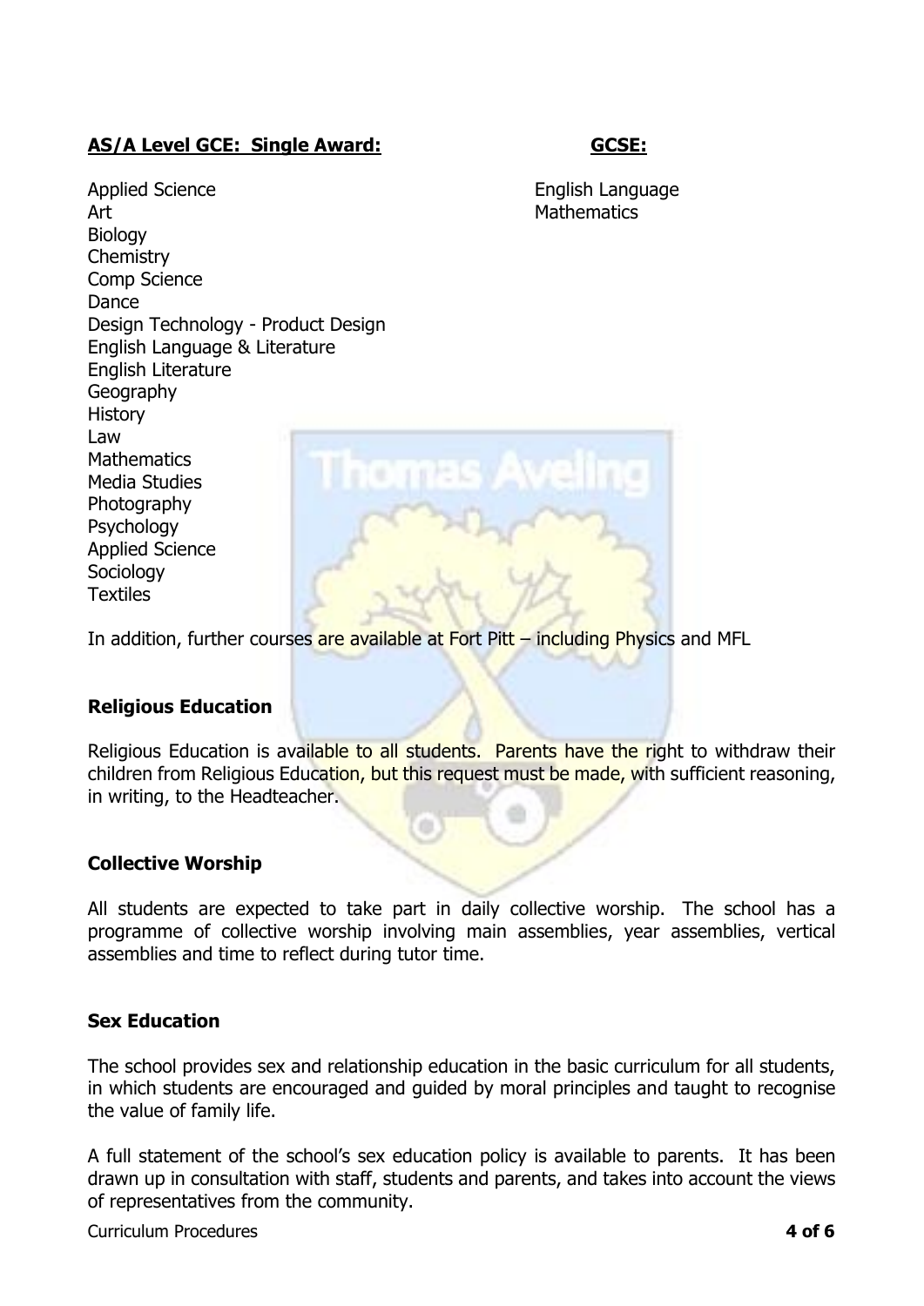**AS/A Level GCE: Single Award:**

Applied Science
Art
Biology
Chemistry
Comp Science
Dance
Design Technology - Product Design
English Language & Literature
English Literature
Geography
History
Law
Mathematics
Media Studies
Photography
Psychology
Applied Science
Sociology
Textiles

**GCSE:**

English Language
Mathematics

In addition, further courses are available at Fort Pitt – including Physics and MFL

**Religious Education**

Religious Education is available to all students. Parents have the right to withdraw their children from Religious Education, but this request must be made, with sufficient reasoning, in writing, to the Headteacher.

**Collective Worship**

All students are expected to take part in daily collective worship. The school has a programme of collective worship involving main assemblies, year assemblies, vertical assemblies and time to reflect during tutor time.

**Sex Education**

The school provides sex and relationship education in the basic curriculum for all students, in which students are encouraged and guided by moral principles and taught to recognise the value of family life.

A full statement of the school's sex education policy is available to parents. It has been drawn up in consultation with staff, students and parents, and takes into account the views of representatives from the community.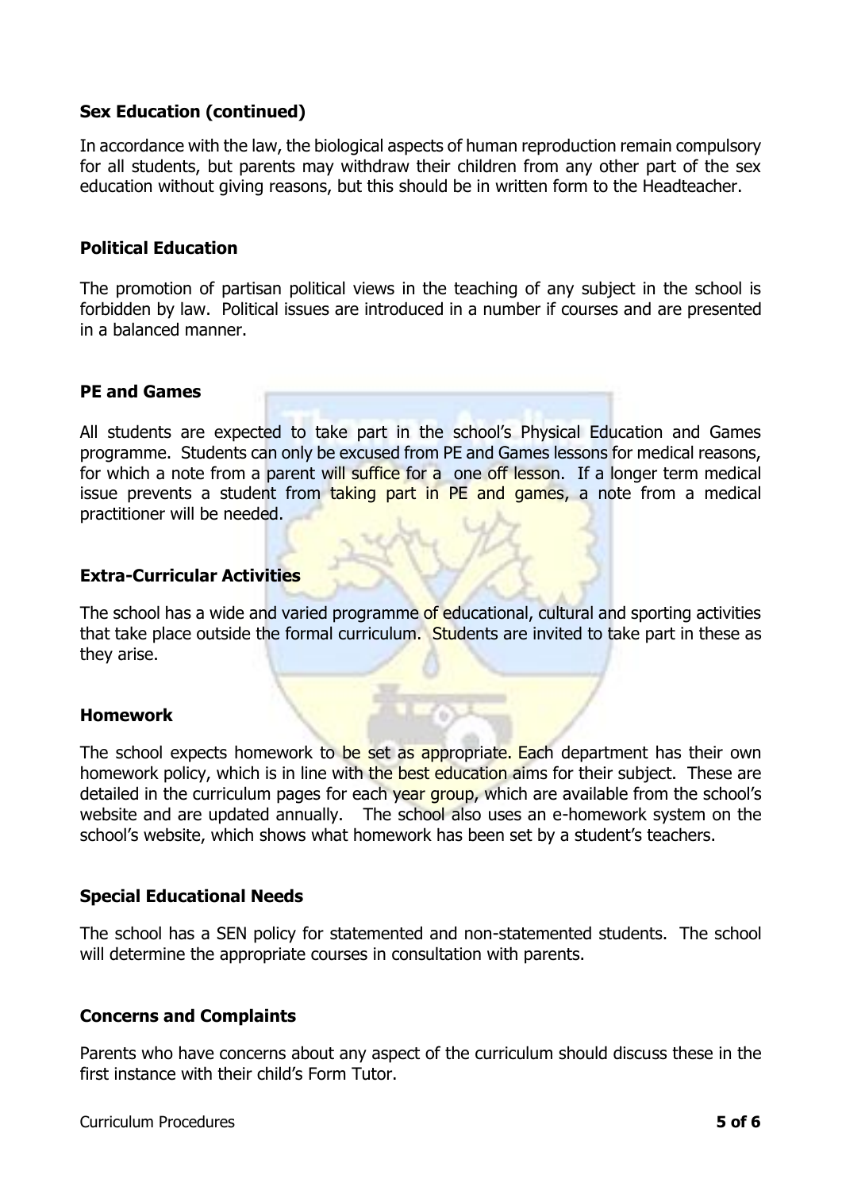### Sex Education (continued)

In accordance with the law, the biological aspects of human reproduction remain compulsory for all students, but parents may withdraw their children from any other part of the sex education without giving reasons, but this should be in written form to the Headteacher.

### Political Education

The promotion of partisan political views in the teaching of any subject in the school is forbidden by law. Political issues are introduced in a number if courses and are presented in a balanced manner.

### PE and Games

All students are expected to take part in the school's Physical Education and Games programme. Students can only be excused from PE and Games lessons for medical reasons, for which a note from a parent will suffice for a one off lesson. If a longer term medical issue prevents a student from taking part in PE and games, a note from a medical practitioner will be needed.

### Extra-Curricular Activities

The school has a wide and varied programme of educational, cultural and sporting activities that take place outside the formal curriculum. Students are invited to take part in these as they arise.

### Homework

The school expects homework to be set as appropriate. Each department has their own homework policy, which is in line with the best education aims for their subject. These are detailed in the curriculum pages for each year group, which are available from the school's website and are updated annually. The school also uses an e-homework system on the school's website, which shows what homework has been set by a student's teachers.

### Special Educational Needs

The school has a SEN policy for statemented and non-statemented students. The school will determine the appropriate courses in consultation with parents.

### Concerns and Complaints

Parents who have concerns about any aspect of the curriculum should discuss these in the first instance with their child's Form Tutor.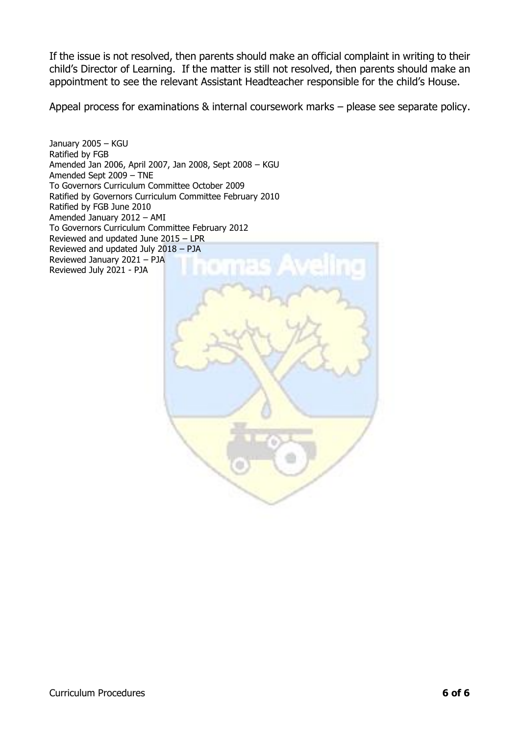If the issue is not resolved, then parents should make an official complaint in writing to their child's Director of Learning. If the matter is still not resolved, then parents should make an appointment to see the relevant Assistant Headteacher responsible for the child's House.

Appeal process for examinations & internal coursework marks – please see separate policy.

January 2005 – KGU
Ratified by FGB
Amended Jan 2006, April 2007, Jan 2008, Sept 2008 – KGU
Amended Sept 2009 – TNE
To Governors Curriculum Committee October 2009
Ratified by Governors Curriculum Committee February 2010
Ratified by FGB June 2010
Amended January 2012 – AMI
To Governors Curriculum Committee February 2012
Reviewed and updated June 2015 – LPR
Reviewed and updated July 2018 – PJA
Reviewed January 2021 – PJA
Reviewed July 2021 - PJA